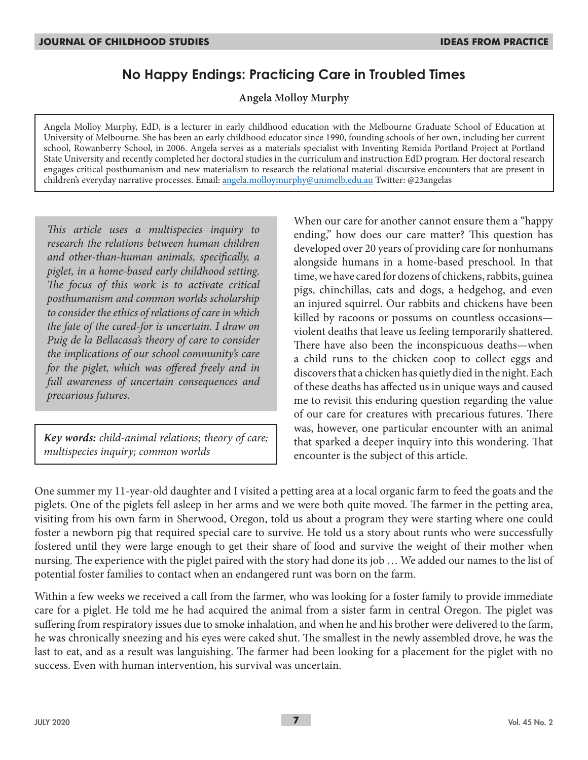# No Happy Endings: Practicing Care in Troubled Times

**Angela Molloy Murphy**

Angela Molloy Murphy, EdD, is a lecturer in early childhood education with the Melbourne Graduate School of Education at University of Melbourne. She has been an early childhood educator since 1990, founding schools of her own, including her current school, Rowanberry School, in 2006. Angela serves as a materials specialist with Inventing Remida Portland Project at Portland State University and recently completed her doctoral studies in the curriculum and instruction EdD program. Her doctoral research engages critical posthumanism and new materialism to research the relational material-discursive encounters that are present in children's everyday narrative processes. Email: angela.molloymurphy@unimelb.edu.au Twitter: @23angelas

*This article uses a multispecies inquiry to research the relations between human children and other-than-human animals, specifically, a piglet, in a home-based early childhood setting. The focus of this work is to activate critical posthumanism and common worlds scholarship to consider the ethics of relations of care in which the fate of the cared-for is uncertain. I draw on Puig de la Bellacasa's theory of care to consider the implications of our school community's care for the piglet, which was offered freely and in full awareness of uncertain consequences and precarious futures.*

***Key words:*** *child-animal relations; theory of care; multispecies inquiry; common worlds*

When our care for another cannot ensure them a "happy ending," how does our care matter? This question has developed over 20 years of providing care for nonhumans alongside humans in a home-based preschool. In that time, we have cared for dozens of chickens, rabbits, guinea pigs, chinchillas, cats and dogs, a hedgehog, and even an injured squirrel. Our rabbits and chickens have been killed by racoons or possums on countless occasions—violent deaths that leave us feeling temporarily shattered. There have also been the inconspicuous deaths—when a child runs to the chicken coop to collect eggs and discovers that a chicken has quietly died in the night. Each of these deaths has affected us in unique ways and caused me to revisit this enduring question regarding the value of our care for creatures with precarious futures. There was, however, one particular encounter with an animal that sparked a deeper inquiry into this wondering. That encounter is the subject of this article.

One summer my 11-year-old daughter and I visited a petting area at a local organic farm to feed the goats and the piglets. One of the piglets fell asleep in her arms and we were both quite moved. The farmer in the petting area, visiting from his own farm in Sherwood, Oregon, told us about a program they were starting where one could foster a newborn pig that required special care to survive. He told us a story about runts who were successfully fostered until they were large enough to get their share of food and survive the weight of their mother when nursing. The experience with the piglet paired with the story had done its job … We added our names to the list of potential foster families to contact when an endangered runt was born on the farm.

Within a few weeks we received a call from the farmer, who was looking for a foster family to provide immediate care for a piglet. He told me he had acquired the animal from a sister farm in central Oregon. The piglet was suffering from respiratory issues due to smoke inhalation, and when he and his brother were delivered to the farm, he was chronically sneezing and his eyes were caked shut. The smallest in the newly assembled drove, he was the last to eat, and as a result was languishing. The farmer had been looking for a placement for the piglet with no success. Even with human intervention, his survival was uncertain.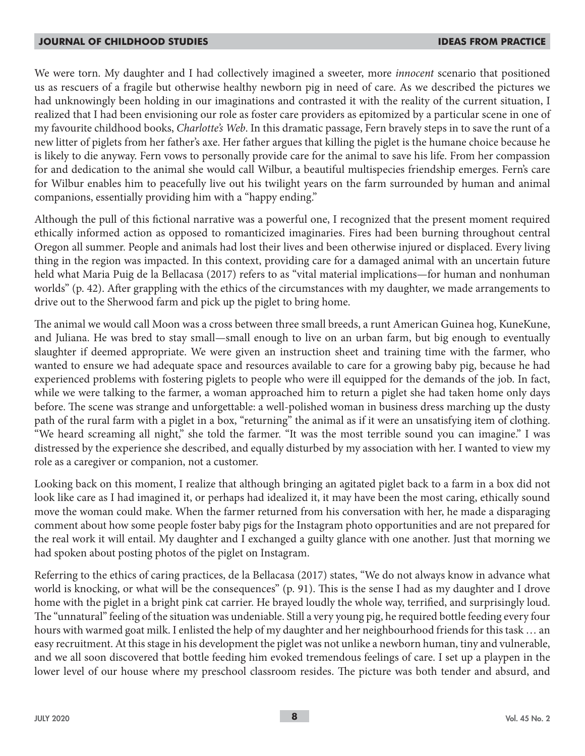We were torn. My daughter and I had collectively imagined a sweeter, more *innocent* scenario that positioned us as rescuers of a fragile but otherwise healthy newborn pig in need of care. As we described the pictures we had unknowingly been holding in our imaginations and contrasted it with the reality of the current situation, I realized that I had been envisioning our role as foster care providers as epitomized by a particular scene in one of my favourite childhood books, *Charlotte's Web*. In this dramatic passage, Fern bravely steps in to save the runt of a new litter of piglets from her father's axe. Her father argues that killing the piglet is the humane choice because he is likely to die anyway. Fern vows to personally provide care for the animal to save his life. From her compassion for and dedication to the animal she would call Wilbur, a beautiful multispecies friendship emerges. Fern's care for Wilbur enables him to peacefully live out his twilight years on the farm surrounded by human and animal companions, essentially providing him with a "happy ending."

Although the pull of this fictional narrative was a powerful one, I recognized that the present moment required ethically informed action as opposed to romanticized imaginaries. Fires had been burning throughout central Oregon all summer. People and animals had lost their lives and been otherwise injured or displaced. Every living thing in the region was impacted. In this context, providing care for a damaged animal with an uncertain future held what Maria Puig de la Bellacasa (2017) refers to as "vital material implications—for human and nonhuman worlds" (p. 42). After grappling with the ethics of the circumstances with my daughter, we made arrangements to drive out to the Sherwood farm and pick up the piglet to bring home.

The animal we would call Moon was a cross between three small breeds, a runt American Guinea hog, KuneKune, and Juliana. He was bred to stay small—small enough to live on an urban farm, but big enough to eventually slaughter if deemed appropriate. We were given an instruction sheet and training time with the farmer, who wanted to ensure we had adequate space and resources available to care for a growing baby pig, because he had experienced problems with fostering piglets to people who were ill equipped for the demands of the job. In fact, while we were talking to the farmer, a woman approached him to return a piglet she had taken home only days before. The scene was strange and unforgettable: a well-polished woman in business dress marching up the dusty path of the rural farm with a piglet in a box, "returning" the animal as if it were an unsatisfying item of clothing. "We heard screaming all night," she told the farmer. "It was the most terrible sound you can imagine." I was distressed by the experience she described, and equally disturbed by my association with her. I wanted to view my role as a caregiver or companion, not a customer.

Looking back on this moment, I realize that although bringing an agitated piglet back to a farm in a box did not look like care as I had imagined it, or perhaps had idealized it, it may have been the most caring, ethically sound move the woman could make. When the farmer returned from his conversation with her, he made a disparaging comment about how some people foster baby pigs for the Instagram photo opportunities and are not prepared for the real work it will entail. My daughter and I exchanged a guilty glance with one another. Just that morning we had spoken about posting photos of the piglet on Instagram.

Referring to the ethics of caring practices, de la Bellacasa (2017) states, "We do not always know in advance what world is knocking, or what will be the consequences" (p. 91). This is the sense I had as my daughter and I drove home with the piglet in a bright pink cat carrier. He brayed loudly the whole way, terrified, and surprisingly loud. The "unnatural" feeling of the situation was undeniable. Still a very young pig, he required bottle feeding every four hours with warmed goat milk. I enlisted the help of my daughter and her neighbourhood friends for this task … an easy recruitment. At this stage in his development the piglet was not unlike a newborn human, tiny and vulnerable, and we all soon discovered that bottle feeding him evoked tremendous feelings of care. I set up a playpen in the lower level of our house where my preschool classroom resides. The picture was both tender and absurd, and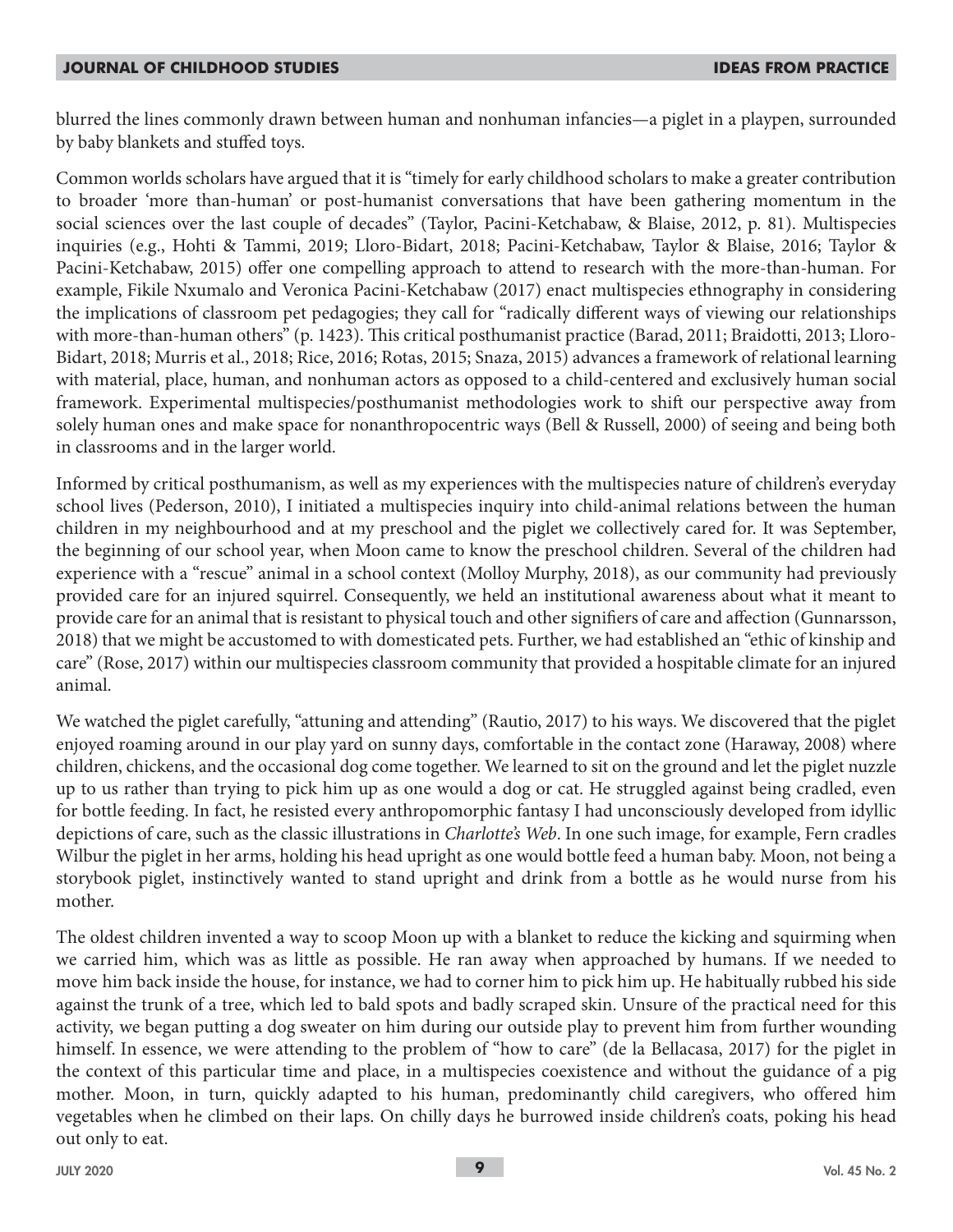blurred the lines commonly drawn between human and nonhuman infancies—a piglet in a playpen, surrounded by baby blankets and stuffed toys.

Common worlds scholars have argued that it is "timely for early childhood scholars to make a greater contribution to broader 'more than-human' or post-humanist conversations that have been gathering momentum in the social sciences over the last couple of decades" (Taylor, Pacini-Ketchabaw, & Blaise, 2012, p. 81). Multispecies inquiries (e.g., Hohti & Tammi, 2019; Lloro-Bidart, 2018; Pacini-Ketchabaw, Taylor & Blaise, 2016; Taylor & Pacini-Ketchabaw, 2015) offer one compelling approach to attend to research with the more-than-human. For example, Fikile Nxumalo and Veronica Pacini-Ketchabaw (2017) enact multispecies ethnography in considering the implications of classroom pet pedagogies; they call for "radically different ways of viewing our relationships with more-than-human others" (p. 1423). This critical posthumanist practice (Barad, 2011; Braidotti, 2013; Lloro-Bidart, 2018; Murris et al., 2018; Rice, 2016; Rotas, 2015; Snaza, 2015) advances a framework of relational learning with material, place, human, and nonhuman actors as opposed to a child-centered and exclusively human social framework. Experimental multispecies/posthumanist methodologies work to shift our perspective away from solely human ones and make space for nonanthropocentric ways (Bell & Russell, 2000) of seeing and being both in classrooms and in the larger world.

Informed by critical posthumanism, as well as my experiences with the multispecies nature of children's everyday school lives (Pederson, 2010), I initiated a multispecies inquiry into child-animal relations between the human children in my neighbourhood and at my preschool and the piglet we collectively cared for. It was September, the beginning of our school year, when Moon came to know the preschool children. Several of the children had experience with a "rescue" animal in a school context (Molloy Murphy, 2018), as our community had previously provided care for an injured squirrel. Consequently, we held an institutional awareness about what it meant to provide care for an animal that is resistant to physical touch and other signifiers of care and affection (Gunnarsson, 2018) that we might be accustomed to with domesticated pets. Further, we had established an "ethic of kinship and care" (Rose, 2017) within our multispecies classroom community that provided a hospitable climate for an injured animal.

We watched the piglet carefully, "attuning and attending" (Rautio, 2017) to his ways. We discovered that the piglet enjoyed roaming around in our play yard on sunny days, comfortable in the contact zone (Haraway, 2008) where children, chickens, and the occasional dog come together. We learned to sit on the ground and let the piglet nuzzle up to us rather than trying to pick him up as one would a dog or cat. He struggled against being cradled, even for bottle feeding. In fact, he resisted every anthropomorphic fantasy I had unconsciously developed from idyllic depictions of care, such as the classic illustrations in *Charlotte's Web*. In one such image, for example, Fern cradles Wilbur the piglet in her arms, holding his head upright as one would bottle feed a human baby. Moon, not being a storybook piglet, instinctively wanted to stand upright and drink from a bottle as he would nurse from his mother.

The oldest children invented a way to scoop Moon up with a blanket to reduce the kicking and squirming when we carried him, which was as little as possible. He ran away when approached by humans. If we needed to move him back inside the house, for instance, we had to corner him to pick him up. He habitually rubbed his side against the trunk of a tree, which led to bald spots and badly scraped skin. Unsure of the practical need for this activity, we began putting a dog sweater on him during our outside play to prevent him from further wounding himself. In essence, we were attending to the problem of "how to care" (de la Bellacasa, 2017) for the piglet in the context of this particular time and place, in a multispecies coexistence and without the guidance of a pig mother. Moon, in turn, quickly adapted to his human, predominantly child caregivers, who offered him vegetables when he climbed on their laps. On chilly days he burrowed inside children's coats, poking his head out only to eat.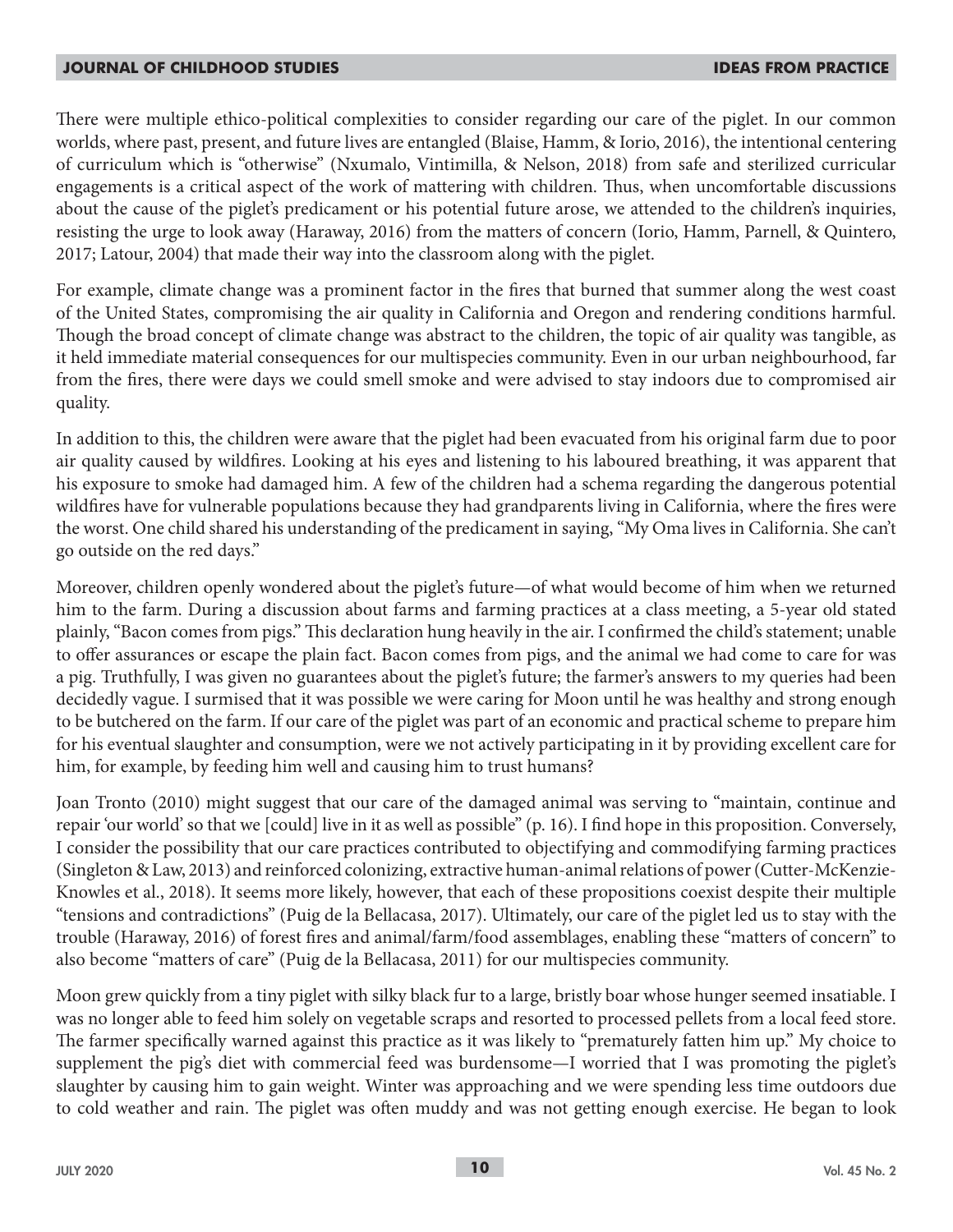There were multiple ethico-political complexities to consider regarding our care of the piglet. In our common worlds, where past, present, and future lives are entangled (Blaise, Hamm, & Iorio, 2016), the intentional centering of curriculum which is "otherwise" (Nxumalo, Vintimilla, & Nelson, 2018) from safe and sterilized curricular engagements is a critical aspect of the work of mattering with children. Thus, when uncomfortable discussions about the cause of the piglet's predicament or his potential future arose, we attended to the children's inquiries, resisting the urge to look away (Haraway, 2016) from the matters of concern (Iorio, Hamm, Parnell, & Quintero, 2017; Latour, 2004) that made their way into the classroom along with the piglet.

For example, climate change was a prominent factor in the fires that burned that summer along the west coast of the United States, compromising the air quality in California and Oregon and rendering conditions harmful. Though the broad concept of climate change was abstract to the children, the topic of air quality was tangible, as it held immediate material consequences for our multispecies community. Even in our urban neighbourhood, far from the fires, there were days we could smell smoke and were advised to stay indoors due to compromised air quality.

In addition to this, the children were aware that the piglet had been evacuated from his original farm due to poor air quality caused by wildfires. Looking at his eyes and listening to his laboured breathing, it was apparent that his exposure to smoke had damaged him. A few of the children had a schema regarding the dangerous potential wildfires have for vulnerable populations because they had grandparents living in California, where the fires were the worst. One child shared his understanding of the predicament in saying, "My Oma lives in California. She can't go outside on the red days."

Moreover, children openly wondered about the piglet's future—of what would become of him when we returned him to the farm. During a discussion about farms and farming practices at a class meeting, a 5-year old stated plainly, "Bacon comes from pigs." This declaration hung heavily in the air. I confirmed the child's statement; unable to offer assurances or escape the plain fact. Bacon comes from pigs, and the animal we had come to care for was a pig. Truthfully, I was given no guarantees about the piglet's future; the farmer's answers to my queries had been decidedly vague. I surmised that it was possible we were caring for Moon until he was healthy and strong enough to be butchered on the farm. If our care of the piglet was part of an economic and practical scheme to prepare him for his eventual slaughter and consumption, were we not actively participating in it by providing excellent care for him, for example, by feeding him well and causing him to trust humans?

Joan Tronto (2010) might suggest that our care of the damaged animal was serving to "maintain, continue and repair 'our world' so that we [could] live in it as well as possible" (p. 16). I find hope in this proposition. Conversely, I consider the possibility that our care practices contributed to objectifying and commodifying farming practices (Singleton & Law, 2013) and reinforced colonizing, extractive human-animal relations of power (Cutter-McKenzie-Knowles et al., 2018). It seems more likely, however, that each of these propositions coexist despite their multiple "tensions and contradictions" (Puig de la Bellacasa, 2017). Ultimately, our care of the piglet led us to stay with the trouble (Haraway, 2016) of forest fires and animal/farm/food assemblages, enabling these "matters of concern" to also become "matters of care" (Puig de la Bellacasa, 2011) for our multispecies community.

Moon grew quickly from a tiny piglet with silky black fur to a large, bristly boar whose hunger seemed insatiable. I was no longer able to feed him solely on vegetable scraps and resorted to processed pellets from a local feed store. The farmer specifically warned against this practice as it was likely to "prematurely fatten him up." My choice to supplement the pig's diet with commercial feed was burdensome—I worried that I was promoting the piglet's slaughter by causing him to gain weight. Winter was approaching and we were spending less time outdoors due to cold weather and rain. The piglet was often muddy and was not getting enough exercise. He began to look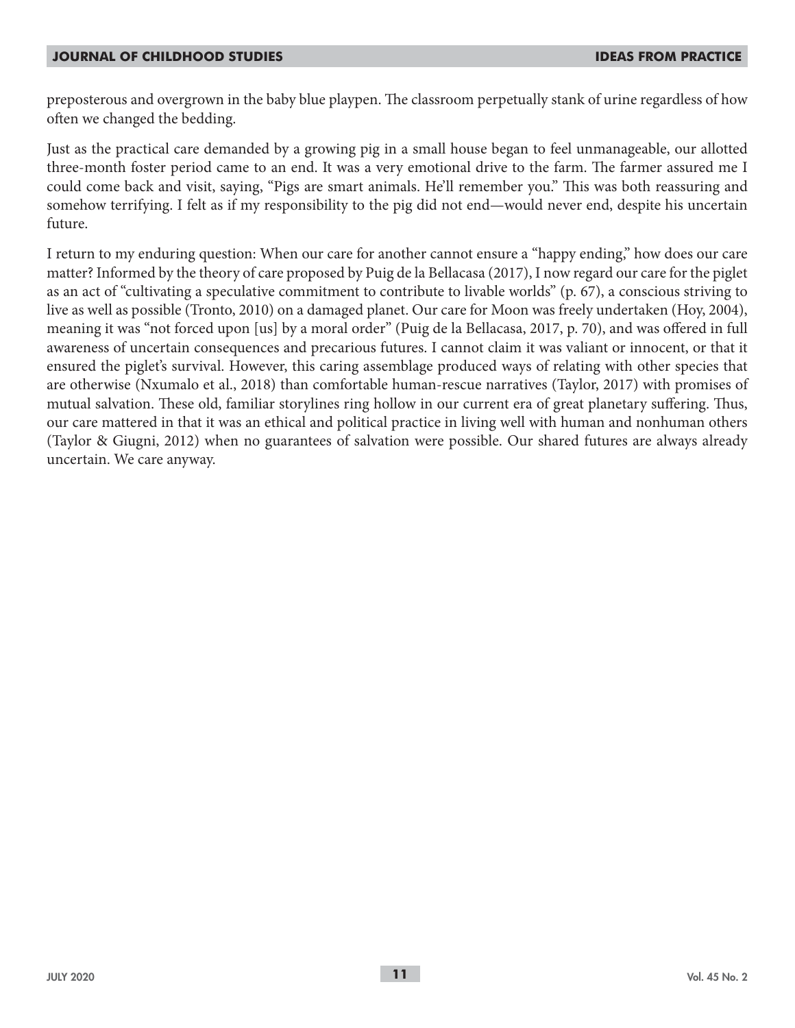preposterous and overgrown in the baby blue playpen. The classroom perpetually stank of urine regardless of how often we changed the bedding.

Just as the practical care demanded by a growing pig in a small house began to feel unmanageable, our allotted three-month foster period came to an end. It was a very emotional drive to the farm. The farmer assured me I could come back and visit, saying, "Pigs are smart animals. He'll remember you." This was both reassuring and somehow terrifying. I felt as if my responsibility to the pig did not end—would never end, despite his uncertain future.

I return to my enduring question: When our care for another cannot ensure a "happy ending," how does our care matter? Informed by the theory of care proposed by Puig de la Bellacasa (2017), I now regard our care for the piglet as an act of "cultivating a speculative commitment to contribute to livable worlds" (p. 67), a conscious striving to live as well as possible (Tronto, 2010) on a damaged planet. Our care for Moon was freely undertaken (Hoy, 2004), meaning it was "not forced upon [us] by a moral order" (Puig de la Bellacasa, 2017, p. 70), and was offered in full awareness of uncertain consequences and precarious futures. I cannot claim it was valiant or innocent, or that it ensured the piglet's survival. However, this caring assemblage produced ways of relating with other species that are otherwise (Nxumalo et al., 2018) than comfortable human-rescue narratives (Taylor, 2017) with promises of mutual salvation. These old, familiar storylines ring hollow in our current era of great planetary suffering. Thus, our care mattered in that it was an ethical and political practice in living well with human and nonhuman others (Taylor & Giugni, 2012) when no guarantees of salvation were possible. Our shared futures are always already uncertain. We care anyway.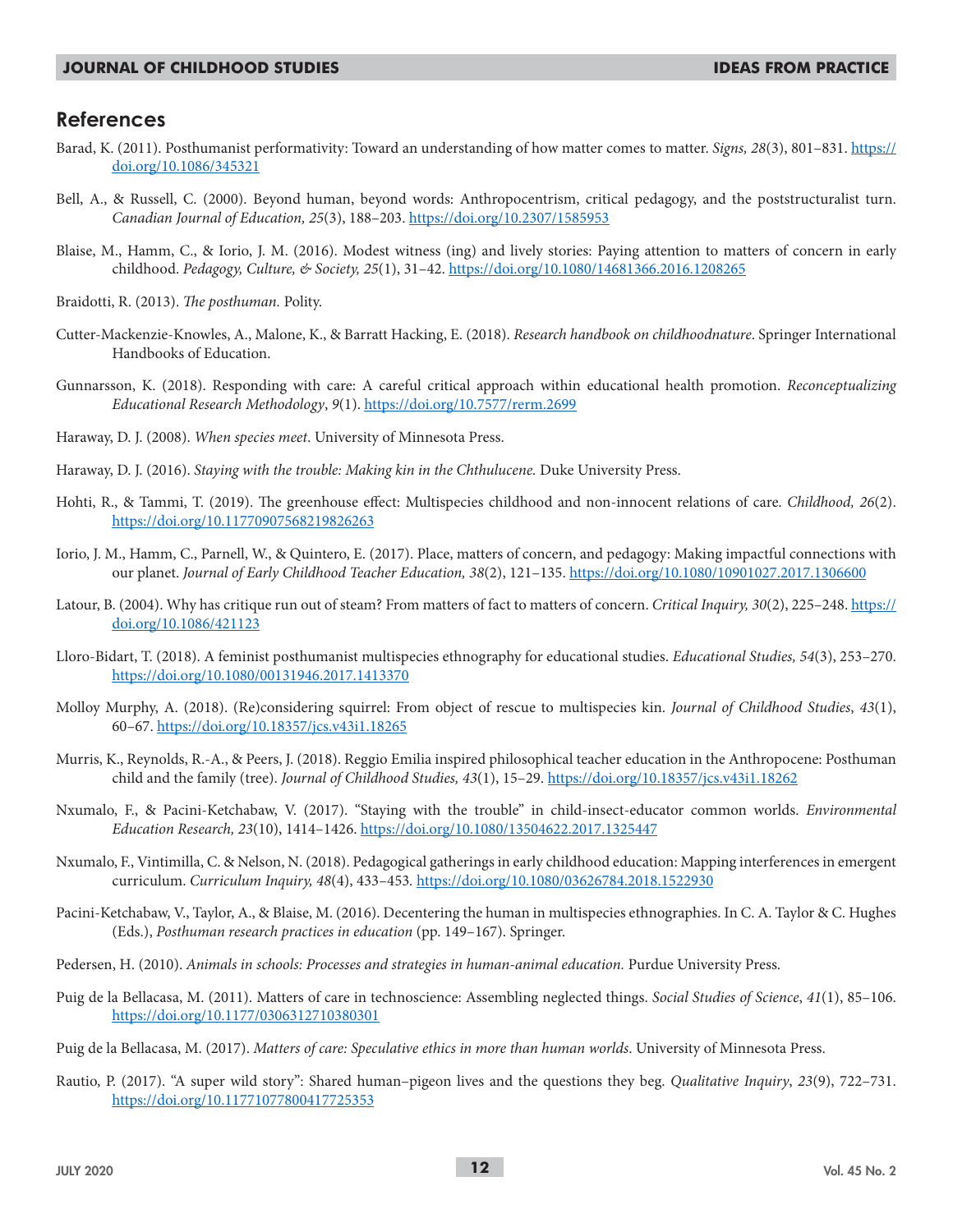## References

Barad, K. (2011). Posthumanist performativity: Toward an understanding of how matter comes to matter. *Signs, 28*(3), 801–831. https://doi.org/10.1086/345321

Bell, A., & Russell, C. (2000). Beyond human, beyond words: Anthropocentrism, critical pedagogy, and the poststructuralist turn. *Canadian Journal of Education, 25*(3), 188–203. https://doi.org/10.2307/1585953

Blaise, M., Hamm, C., & Iorio, J. M. (2016). Modest witness (ing) and lively stories: Paying attention to matters of concern in early childhood. *Pedagogy, Culture, & Society, 25*(1), 31–42. https://doi.org/10.1080/14681366.2016.1208265

Braidotti, R. (2013). *The posthuman.* Polity.

Cutter-Mackenzie-Knowles, A., Malone, K., & Barratt Hacking, E. (2018). *Research handbook on childhoodnature*. Springer International Handbooks of Education.

Gunnarsson, K. (2018). Responding with care: A careful critical approach within educational health promotion. *Reconceptualizing Educational Research Methodology*, *9*(1). https://doi.org/10.7577/rerm.2699

Haraway, D. J. (2008). *When species meet*. University of Minnesota Press.

Haraway, D. J. (2016). *Staying with the trouble: Making kin in the Chthulucene.* Duke University Press.

Hohti, R., & Tammi, T. (2019). The greenhouse effect: Multispecies childhood and non-innocent relations of care. *Childhood, 26*(2). https://doi.org/10.11770907568219826263

Iorio, J. M., Hamm, C., Parnell, W., & Quintero, E. (2017). Place, matters of concern, and pedagogy: Making impactful connections with our planet. *Journal of Early Childhood Teacher Education, 38*(2), 121–135. https://doi.org/10.1080/10901027.2017.1306600

Latour, B. (2004). Why has critique run out of steam? From matters of fact to matters of concern. *Critical Inquiry, 30*(2), 225–248. https://doi.org/10.1086/421123

Lloro-Bidart, T. (2018). A feminist posthumanist multispecies ethnography for educational studies. *Educational Studies, 54*(3), 253–270. https://doi.org/10.1080/00131946.2017.1413370

Molloy Murphy, A. (2018). (Re)considering squirrel: From object of rescue to multispecies kin. *Journal of Childhood Studies*, *43*(1), 60–67. https://doi.org/10.18357/jcs.v43i1.18265

Murris, K., Reynolds, R.-A., & Peers, J. (2018). Reggio Emilia inspired philosophical teacher education in the Anthropocene: Posthuman child and the family (tree). *Journal of Childhood Studies, 43*(1), 15–29. https://doi.org/10.18357/jcs.v43i1.18262

Nxumalo, F., & Pacini-Ketchabaw, V. (2017). "Staying with the trouble" in child-insect-educator common worlds. *Environmental Education Research, 23*(10), 1414–1426. https://doi.org/10.1080/13504622.2017.1325447

Nxumalo, F., Vintimilla, C. & Nelson, N. (2018). Pedagogical gatherings in early childhood education: Mapping interferences in emergent curriculum. *Curriculum Inquiry, 48*(4), 433–453. https://doi.org/10.1080/03626784.2018.1522930

Pacini-Ketchabaw, V., Taylor, A., & Blaise, M. (2016). Decentering the human in multispecies ethnographies. In C. A. Taylor & C. Hughes (Eds.), *Posthuman research practices in education* (pp. 149–167). Springer.

Pedersen, H. (2010). *Animals in schools: Processes and strategies in human-animal education.* Purdue University Press.

Puig de la Bellacasa, M. (2011). Matters of care in technoscience: Assembling neglected things. *Social Studies of Science*, *41*(1), 85–106. https://doi.org/10.1177/0306312710380301

Puig de la Bellacasa, M. (2017). *Matters of care: Speculative ethics in more than human worlds*. University of Minnesota Press.

Rautio, P. (2017). "A super wild story": Shared human–pigeon lives and the questions they beg. *Qualitative Inquiry*, *23*(9), 722–731. https://doi.org/10.11771077800417725353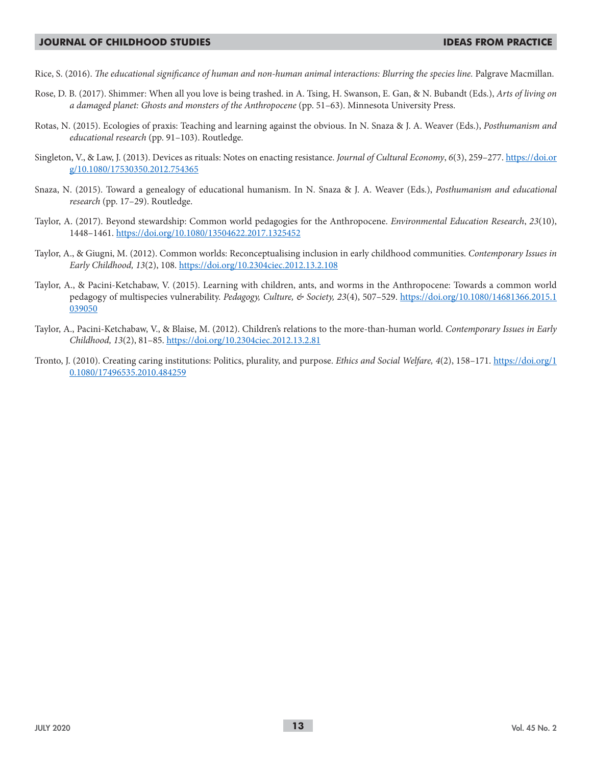Rice, S. (2016). *The educational significance of human and non-human animal interactions: Blurring the species line.* Palgrave Macmillan.

Rose, D. B. (2017). Shimmer: When all you love is being trashed. in A. Tsing, H. Swanson, E. Gan, & N. Bubandt (Eds.), *Arts of living on a damaged planet: Ghosts and monsters of the Anthropocene* (pp. 51–63). Minnesota University Press.

Rotas, N. (2015). Ecologies of praxis: Teaching and learning against the obvious. In N. Snaza & J. A. Weaver (Eds.), *Posthumanism and educational research* (pp. 91–103). Routledge.

Singleton, V., & Law, J. (2013). Devices as rituals: Notes on enacting resistance. *Journal of Cultural Economy*, *6*(3), 259–277. https://doi.org/10.1080/17530350.2012.754365

Snaza, N. (2015). Toward a genealogy of educational humanism. In N. Snaza & J. A. Weaver (Eds.), *Posthumanism and educational research* (pp. 17–29). Routledge.

Taylor, A. (2017). Beyond stewardship: Common world pedagogies for the Anthropocene. *Environmental Education Research*, *23*(10), 1448–1461. https://doi.org/10.1080/13504622.2017.1325452

Taylor, A., & Giugni, M. (2012). Common worlds: Reconceptualising inclusion in early childhood communities. *Contemporary Issues in Early Childhood, 13*(2), 108. https://doi.org/10.2304ciec.2012.13.2.108

Taylor, A., & Pacini-Ketchabaw, V. (2015). Learning with children, ants, and worms in the Anthropocene: Towards a common world pedagogy of multispecies vulnerability. *Pedagogy, Culture, & Society, 23*(4), 507–529. https://doi.org/10.1080/14681366.2015.1039050

Taylor, A., Pacini-Ketchabaw, V., & Blaise, M. (2012). Children's relations to the more-than-human world. *Contemporary Issues in Early Childhood, 13*(2), 81–85. https://doi.org/10.2304ciec.2012.13.2.81

Tronto, J. (2010). Creating caring institutions: Politics, plurality, and purpose. *Ethics and Social Welfare, 4*(2), 158–171. https://doi.org/10.1080/17496535.2010.484259